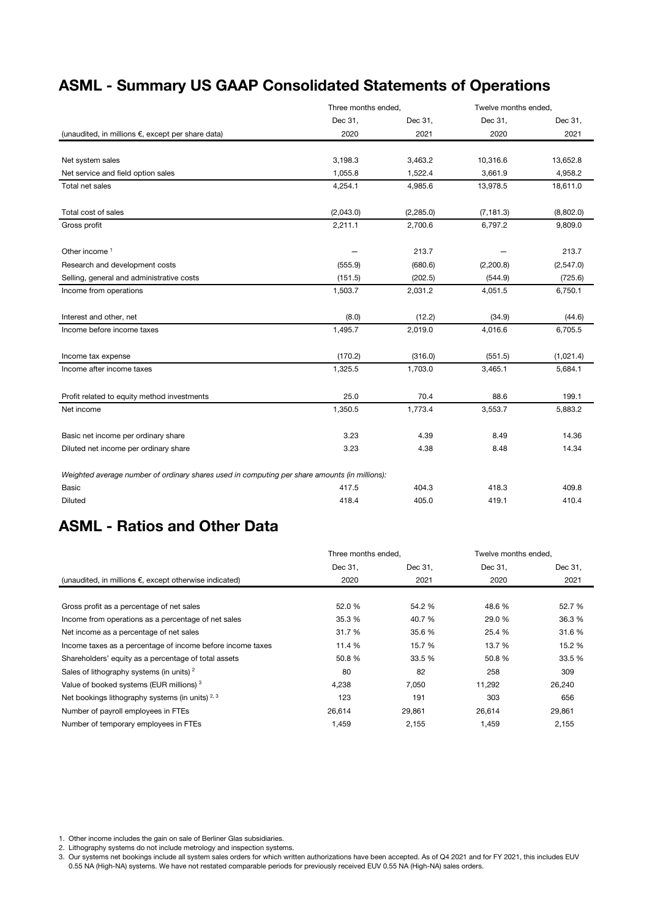## ASML - Summary US GAAP Consolidated Statements of Operations

| | Three months ended, | | Twelve months ended, | |
|---|---|---|---|---|
| | Dec 31, | Dec 31, | Dec 31, | Dec 31, |
| (unaudited, in millions €, except per share data) | 2020 | 2021 | 2020 | 2021 |
| Net system sales | 3,198.3 | 3,463.2 | 10,316.6 | 13,652.8 |
| Net service and field option sales | 1,055.8 | 1,522.4 | 3,661.9 | 4,958.2 |
| Total net sales | 4,254.1 | 4,985.6 | 13,978.5 | 18,611.0 |
| Total cost of sales | (2,043.0) | (2,285.0) | (7,181.3) | (8,802.0) |
| Gross profit | 2,211.1 | 2,700.6 | 6,797.2 | 9,809.0 |
| Other income [1] | — | 213.7 | — | 213.7 |
| Research and development costs | (555.9) | (680.6) | (2,200.8) | (2,547.0) |
| Selling, general and administrative costs | (151.5) | (202.5) | (544.9) | (725.6) |
| Income from operations | 1,503.7 | 2,031.2 | 4,051.5 | 6,750.1 |
| Interest and other, net | (8.0) | (12.2) | (34.9) | (44.6) |
| Income before income taxes | 1,495.7 | 2,019.0 | 4,016.6 | 6,705.5 |
| Income tax expense | (170.2) | (316.0) | (551.5) | (1,021.4) |
| Income after income taxes | 1,325.5 | 1,703.0 | 3,465.1 | 5,684.1 |
| Profit related to equity method investments | 25.0 | 70.4 | 88.6 | 199.1 |
| Net income | 1,350.5 | 1,773.4 | 3,553.7 | 5,883.2 |
| Basic net income per ordinary share | 3.23 | 4.39 | 8.49 | 14.36 |
| Diluted net income per ordinary share | 3.23 | 4.38 | 8.48 | 14.34 |
| *Weighted average number of ordinary shares used in computing per share amounts (in millions):* | | | | |
| Basic | 417.5 | 404.3 | 418.3 | 409.8 |
| Diluted | 418.4 | 405.0 | 419.1 | 410.4 |

## ASML - Ratios and Other Data

| | Three months ended, | | Twelve months ended, | |
|---|---|---|---|---|
| | Dec 31, | Dec 31, | Dec 31, | Dec 31, |
| (unaudited, in millions €, except otherwise indicated) | 2020 | 2021 | 2020 | 2021 |
| Gross profit as a percentage of net sales | 52.0 % | 54.2 % | 48.6 % | 52.7 % |
| Income from operations as a percentage of net sales | 35.3 % | 40.7 % | 29.0 % | 36.3 % |
| Net income as a percentage of net sales | 31.7 % | 35.6 % | 25.4 % | 31.6 % |
| Income taxes as a percentage of income before income taxes | 11.4 % | 15.7 % | 13.7 % | 15.2 % |
| Shareholders' equity as a percentage of total assets | 50.8 % | 33.5 % | 50.8 % | 33.5 % |
| Sales of lithography systems (in units) [2] | 80 | 82 | 258 | 309 |
| Value of booked systems (EUR millions) [3] | 4,238 | 7,050 | 11,292 | 26,240 |
| Net bookings lithography systems (in units) [2, 3] | 123 | 191 | 303 | 656 |
| Number of payroll employees in FTEs | 26,614 | 29,861 | 26,614 | 29,861 |
| Number of temporary employees in FTEs | 1,459 | 2,155 | 1,459 | 2,155 |

1. Other income includes the gain on sale of Berliner Glas subsidiaries.
2. Lithography systems do not include metrology and inspection systems.
3. Our systems net bookings include all system sales orders for which written authorizations have been accepted. As of Q4 2021 and for FY 2021, this includes EUV 0.55 NA (High-NA) systems. We have not restated comparable periods for previously received EUV 0.55 NA (High-NA) sales orders.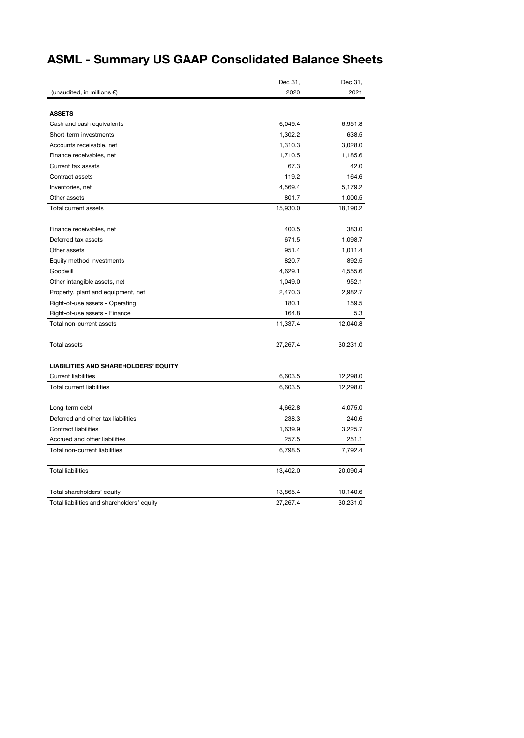# ASML - Summary US GAAP Consolidated Balance Sheets

| (unaudited, in millions €) | Dec 31, 2020 | Dec 31, 2021 |
|---|---|---|
| **ASSETS** | | |
| Cash and cash equivalents | 6,049.4 | 6,951.8 |
| Short-term investments | 1,302.2 | 638.5 |
| Accounts receivable, net | 1,310.3 | 3,028.0 |
| Finance receivables, net | 1,710.5 | 1,185.6 |
| Current tax assets | 67.3 | 42.0 |
| Contract assets | 119.2 | 164.6 |
| Inventories, net | 4,569.4 | 5,179.2 |
| Other assets | 801.7 | 1,000.5 |
| Total current assets | 15,930.0 | 18,190.2 |
| | | |
| Finance receivables, net | 400.5 | 383.0 |
| Deferred tax assets | 671.5 | 1,098.7 |
| Other assets | 951.4 | 1,011.4 |
| Equity method investments | 820.7 | 892.5 |
| Goodwill | 4,629.1 | 4,555.6 |
| Other intangible assets, net | 1,049.0 | 952.1 |
| Property, plant and equipment, net | 2,470.3 | 2,982.7 |
| Right-of-use assets - Operating | 180.1 | 159.5 |
| Right-of-use assets - Finance | 164.8 | 5.3 |
| Total non-current assets | 11,337.4 | 12,040.8 |
| | | |
| Total assets | 27,267.4 | 30,231.0 |
| | | |
| **LIABILITIES AND SHAREHOLDERS' EQUITY** | | |
| Current liabilities | 6,603.5 | 12,298.0 |
| Total current liabilities | 6,603.5 | 12,298.0 |
| | | |
| Long-term debt | 4,662.8 | 4,075.0 |
| Deferred and other tax liabilities | 238.3 | 240.6 |
| Contract liabilities | 1,639.9 | 3,225.7 |
| Accrued and other liabilities | 257.5 | 251.1 |
| Total non-current liabilities | 6,798.5 | 7,792.4 |
| | | |
| Total liabilities | 13,402.0 | 20,090.4 |
| | | |
| Total shareholders' equity | 13,865.4 | 10,140.6 |
| Total liabilities and shareholders' equity | 27,267.4 | 30,231.0 |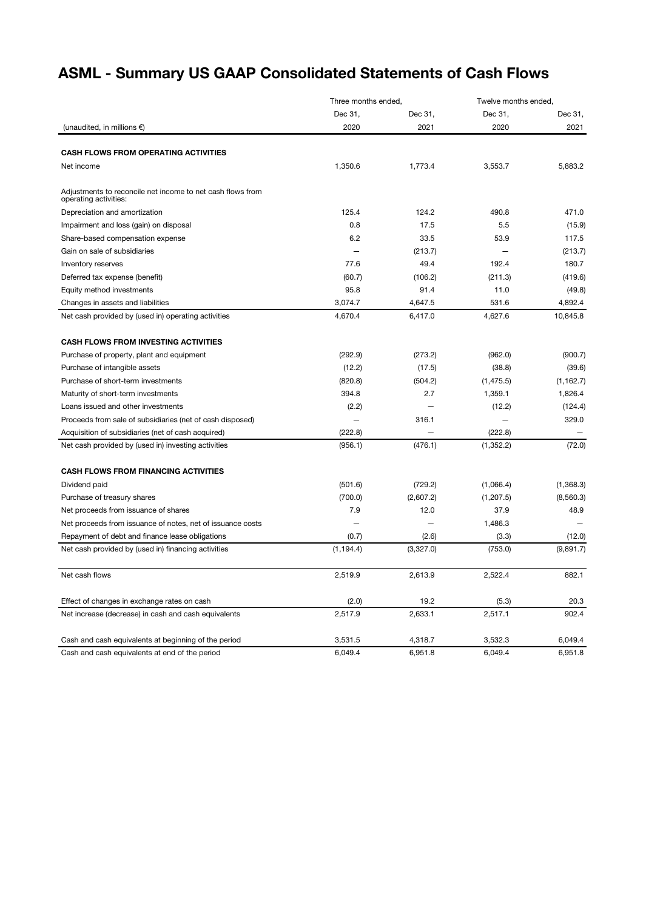# ASML - Summary US GAAP Consolidated Statements of Cash Flows

| | Three months ended, | | Twelve months ended, | |
|---|---|---|---|---|
| | Dec 31, | Dec 31, | Dec 31, | Dec 31, |
| (unaudited, in millions €) | 2020 | 2021 | 2020 | 2021 |
| **CASH FLOWS FROM OPERATING ACTIVITIES** | | | | |
| Net income | 1,350.6 | 1,773.4 | 3,553.7 | 5,883.2 |
| Adjustments to reconcile net income to net cash flows from operating activities: | | | | |
| Depreciation and amortization | 125.4 | 124.2 | 490.8 | 471.0 |
| Impairment and loss (gain) on disposal | 0.8 | 17.5 | 5.5 | (15.9) |
| Share-based compensation expense | 6.2 | 33.5 | 53.9 | 117.5 |
| Gain on sale of subsidiaries | — | (213.7) | — | (213.7) |
| Inventory reserves | 77.6 | 49.4 | 192.4 | 180.7 |
| Deferred tax expense (benefit) | (60.7) | (106.2) | (211.3) | (419.6) |
| Equity method investments | 95.8 | 91.4 | 11.0 | (49.8) |
| Changes in assets and liabilities | 3,074.7 | 4,647.5 | 531.6 | 4,892.4 |
| Net cash provided by (used in) operating activities | 4,670.4 | 6,417.0 | 4,627.6 | 10,845.8 |
| **CASH FLOWS FROM INVESTING ACTIVITIES** | | | | |
| Purchase of property, plant and equipment | (292.9) | (273.2) | (962.0) | (900.7) |
| Purchase of intangible assets | (12.2) | (17.5) | (38.8) | (39.6) |
| Purchase of short-term investments | (820.8) | (504.2) | (1,475.5) | (1,162.7) |
| Maturity of short-term investments | 394.8 | 2.7 | 1,359.1 | 1,826.4 |
| Loans issued and other investments | (2.2) | — | (12.2) | (124.4) |
| Proceeds from sale of subsidiaries (net of cash disposed) | — | 316.1 | — | 329.0 |
| Acquisition of subsidiaries (net of cash acquired) | (222.8) | — | (222.8) | — |
| Net cash provided by (used in) investing activities | (956.1) | (476.1) | (1,352.2) | (72.0) |
| **CASH FLOWS FROM FINANCING ACTIVITIES** | | | | |
| Dividend paid | (501.6) | (729.2) | (1,066.4) | (1,368.3) |
| Purchase of treasury shares | (700.0) | (2,607.2) | (1,207.5) | (8,560.3) |
| Net proceeds from issuance of shares | 7.9 | 12.0 | 37.9 | 48.9 |
| Net proceeds from issuance of notes, net of issuance costs | — | — | 1,486.3 | — |
| Repayment of debt and finance lease obligations | (0.7) | (2.6) | (3.3) | (12.0) |
| Net cash provided by (used in) financing activities | (1,194.4) | (3,327.0) | (753.0) | (9,891.7) |
| Net cash flows | 2,519.9 | 2,613.9 | 2,522.4 | 882.1 |
| Effect of changes in exchange rates on cash | (2.0) | 19.2 | (5.3) | 20.3 |
| Net increase (decrease) in cash and cash equivalents | 2,517.9 | 2,633.1 | 2,517.1 | 902.4 |
| Cash and cash equivalents at beginning of the period | 3,531.5 | 4,318.7 | 3,532.3 | 6,049.4 |
| Cash and cash equivalents at end of the period | 6,049.4 | 6,951.8 | 6,049.4 | 6,951.8 |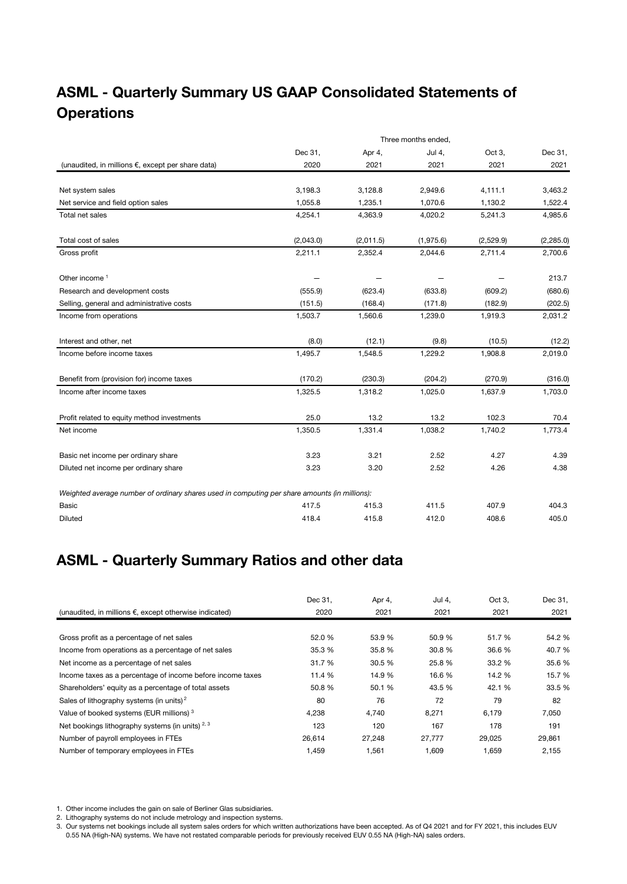# ASML - Quarterly Summary US GAAP Consolidated Statements of Operations

| | Three months ended, | | | | |
|---|---|---|---|---|---|
| | Dec 31, | Apr 4, | Jul 4, | Oct 3, | Dec 31, |
| (unaudited, in millions €, except per share data) | 2020 | 2021 | 2021 | 2021 | 2021 |
| Net system sales | 3,198.3 | 3,128.8 | 2,949.6 | 4,111.1 | 3,463.2 |
| Net service and field option sales | 1,055.8 | 1,235.1 | 1,070.6 | 1,130.2 | 1,522.4 |
| Total net sales | 4,254.1 | 4,363.9 | 4,020.2 | 5,241.3 | 4,985.6 |
| Total cost of sales | (2,043.0) | (2,011.5) | (1,975.6) | (2,529.9) | (2,285.0) |
| Gross profit | 2,211.1 | 2,352.4 | 2,044.6 | 2,711.4 | 2,700.6 |
| Other income [1] | — | — | — | — | 213.7 |
| Research and development costs | (555.9) | (623.4) | (633.8) | (609.2) | (680.6) |
| Selling, general and administrative costs | (151.5) | (168.4) | (171.8) | (182.9) | (202.5) |
| Income from operations | 1,503.7 | 1,560.6 | 1,239.0 | 1,919.3 | 2,031.2 |
| Interest and other, net | (8.0) | (12.1) | (9.8) | (10.5) | (12.2) |
| Income before income taxes | 1,495.7 | 1,548.5 | 1,229.2 | 1,908.8 | 2,019.0 |
| Benefit from (provision for) income taxes | (170.2) | (230.3) | (204.2) | (270.9) | (316.0) |
| Income after income taxes | 1,325.5 | 1,318.2 | 1,025.0 | 1,637.9 | 1,703.0 |
| Profit related to equity method investments | 25.0 | 13.2 | 13.2 | 102.3 | 70.4 |
| Net income | 1,350.5 | 1,331.4 | 1,038.2 | 1,740.2 | 1,773.4 |
| Basic net income per ordinary share | 3.23 | 3.21 | 2.52 | 4.27 | 4.39 |
| Diluted net income per ordinary share | 3.23 | 3.20 | 2.52 | 4.26 | 4.38 |
| *Weighted average number of ordinary shares used in computing per share amounts (in millions):* | | | | | |
| Basic | 417.5 | 415.3 | 411.5 | 407.9 | 404.3 |
| Diluted | 418.4 | 415.8 | 412.0 | 408.6 | 405.0 |

# ASML - Quarterly Summary Ratios and other data

| | Dec 31, | Apr 4, | Jul 4, | Oct 3, | Dec 31, |
|---|---|---|---|---|---|
| (unaudited, in millions €, except otherwise indicated) | 2020 | 2021 | 2021 | 2021 | 2021 |
| Gross profit as a percentage of net sales | 52.0 % | 53.9 % | 50.9 % | 51.7 % | 54.2 % |
| Income from operations as a percentage of net sales | 35.3 % | 35.8 % | 30.8 % | 36.6 % | 40.7 % |
| Net income as a percentage of net sales | 31.7 % | 30.5 % | 25.8 % | 33.2 % | 35.6 % |
| Income taxes as a percentage of income before income taxes | 11.4 % | 14.9 % | 16.6 % | 14.2 % | 15.7 % |
| Shareholders' equity as a percentage of total assets | 50.8 % | 50.1 % | 43.5 % | 42.1 % | 33.5 % |
| Sales of lithography systems (in units) [2] | 80 | 76 | 72 | 79 | 82 |
| Value of booked systems (EUR millions) [3] | 4,238 | 4,740 | 8,271 | 6,179 | 7,050 |
| Net bookings lithography systems (in units) [2, 3] | 123 | 120 | 167 | 178 | 191 |
| Number of payroll employees in FTEs | 26,614 | 27,248 | 27,777 | 29,025 | 29,861 |
| Number of temporary employees in FTEs | 1,459 | 1,561 | 1,609 | 1,659 | 2,155 |

1. Other income includes the gain on sale of Berliner Glas subsidiaries.
2. Lithography systems do not include metrology and inspection systems.
3. Our systems net bookings include all system sales orders for which written authorizations have been accepted. As of Q4 2021 and for FY 2021, this includes EUV 0.55 NA (High-NA) systems. We have not restated comparable periods for previously received EUV 0.55 NA (High-NA) sales orders.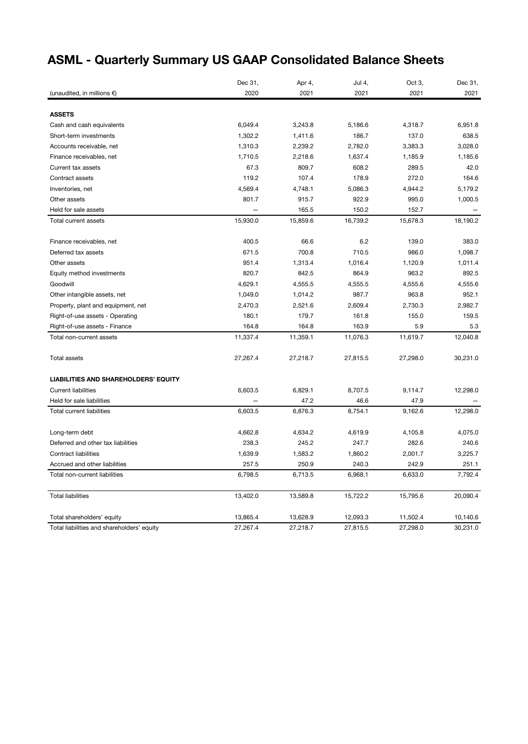# ASML - Quarterly Summary US GAAP Consolidated Balance Sheets

| (unaudited, in millions €) | Dec 31, 2020 | Apr 4, 2021 | Jul 4, 2021 | Oct 3, 2021 | Dec 31, 2021 |
|---|---|---|---|---|---|
| **ASSETS** | | | | | |
| Cash and cash equivalents | 6,049.4 | 3,243.8 | 5,186.6 | 4,318.7 | 6,951.8 |
| Short-term investments | 1,302.2 | 1,411.6 | 186.7 | 137.0 | 638.5 |
| Accounts receivable, net | 1,310.3 | 2,239.2 | 2,782.0 | 3,383.3 | 3,028.0 |
| Finance receivables, net | 1,710.5 | 2,218.6 | 1,637.4 | 1,185.9 | 1,185.6 |
| Current tax assets | 67.3 | 809.7 | 608.2 | 289.5 | 42.0 |
| Contract assets | 119.2 | 107.4 | 178.9 | 272.0 | 164.6 |
| Inventories, net | 4,569.4 | 4,748.1 | 5,086.3 | 4,944.2 | 5,179.2 |
| Other assets | 801.7 | 915.7 | 922.9 | 995.0 | 1,000.5 |
| Held for sale assets | — | 165.5 | 150.2 | 152.7 | — |
| Total current assets | 15,930.0 | 15,859.6 | 16,739.2 | 15,678.3 | 18,190.2 |
| | | | | | |
| Finance receivables, net | 400.5 | 66.6 | 6.2 | 139.0 | 383.0 |
| Deferred tax assets | 671.5 | 700.8 | 710.5 | 986.0 | 1,098.7 |
| Other assets | 951.4 | 1,313.4 | 1,016.4 | 1,120.9 | 1,011.4 |
| Equity method investments | 820.7 | 842.5 | 864.9 | 963.2 | 892.5 |
| Goodwill | 4,629.1 | 4,555.5 | 4,555.5 | 4,555.6 | 4,555.6 |
| Other intangible assets, net | 1,049.0 | 1,014.2 | 987.7 | 963.8 | 952.1 |
| Property, plant and equipment, net | 2,470.3 | 2,521.6 | 2,609.4 | 2,730.3 | 2,982.7 |
| Right-of-use assets - Operating | 180.1 | 179.7 | 161.8 | 155.0 | 159.5 |
| Right-of-use assets - Finance | 164.8 | 164.8 | 163.9 | 5.9 | 5.3 |
| Total non-current assets | 11,337.4 | 11,359.1 | 11,076.3 | 11,619.7 | 12,040.8 |
| | | | | | |
| Total assets | 27,267.4 | 27,218.7 | 27,815.5 | 27,298.0 | 30,231.0 |
| | | | | | |
| **LIABILITIES AND SHAREHOLDERS' EQUITY** | | | | | |
| Current liabilities | 6,603.5 | 6,829.1 | 8,707.5 | 9,114.7 | 12,298.0 |
| Held for sale liabilities | — | 47.2 | 46.6 | 47.9 | — |
| Total current liabilities | 6,603.5 | 6,876.3 | 8,754.1 | 9,162.6 | 12,298.0 |
| | | | | | |
| Long-term debt | 4,662.8 | 4,634.2 | 4,619.9 | 4,105.8 | 4,075.0 |
| Deferred and other tax liabilities | 238.3 | 245.2 | 247.7 | 282.6 | 240.6 |
| Contract liabilities | 1,639.9 | 1,583.2 | 1,860.2 | 2,001.7 | 3,225.7 |
| Accrued and other liabilities | 257.5 | 250.9 | 240.3 | 242.9 | 251.1 |
| Total non-current liabilities | 6,798.5 | 6,713.5 | 6,968.1 | 6,633.0 | 7,792.4 |
| | | | | | |
| Total liabilities | 13,402.0 | 13,589.8 | 15,722.2 | 15,795.6 | 20,090.4 |
| | | | | | |
| Total shareholders' equity | 13,865.4 | 13,628.9 | 12,093.3 | 11,502.4 | 10,140.6 |
| Total liabilities and shareholders' equity | 27,267.4 | 27,218.7 | 27,815.5 | 27,298.0 | 30,231.0 |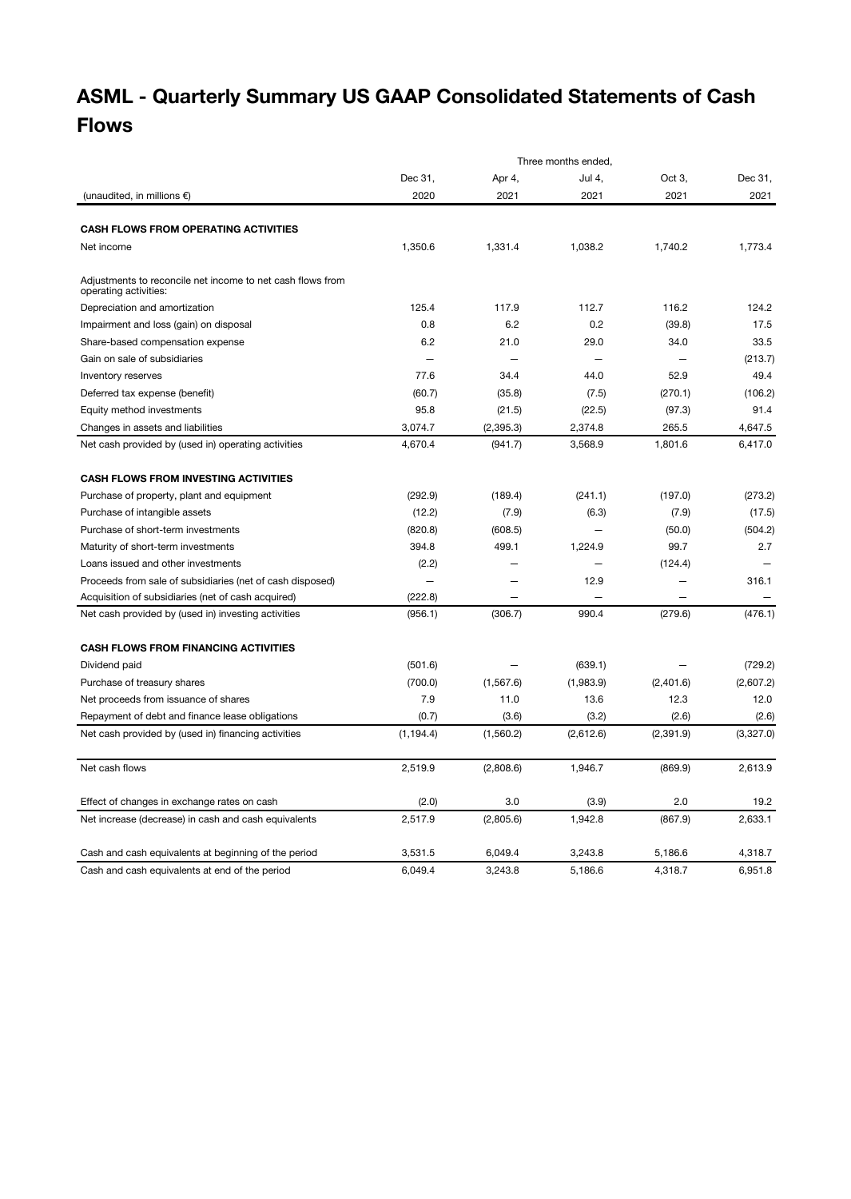# ASML - Quarterly Summary US GAAP Consolidated Statements of Cash Flows

| | Three months ended, | | | | |
|---|---|---|---|---|---|
| | Dec 31, | Apr 4, | Jul 4, | Oct 3, | Dec 31, |
| (unaudited, in millions €) | 2020 | 2021 | 2021 | 2021 | 2021 |
| **CASH FLOWS FROM OPERATING ACTIVITIES** | | | | | |
| Net income | 1,350.6 | 1,331.4 | 1,038.2 | 1,740.2 | 1,773.4 |
| Adjustments to reconcile net income to net cash flows from operating activities: | | | | | |
| Depreciation and amortization | 125.4 | 117.9 | 112.7 | 116.2 | 124.2 |
| Impairment and loss (gain) on disposal | 0.8 | 6.2 | 0.2 | (39.8) | 17.5 |
| Share-based compensation expense | 6.2 | 21.0 | 29.0 | 34.0 | 33.5 |
| Gain on sale of subsidiaries | — | — | — | — | (213.7) |
| Inventory reserves | 77.6 | 34.4 | 44.0 | 52.9 | 49.4 |
| Deferred tax expense (benefit) | (60.7) | (35.8) | (7.5) | (270.1) | (106.2) |
| Equity method investments | 95.8 | (21.5) | (22.5) | (97.3) | 91.4 |
| Changes in assets and liabilities | 3,074.7 | (2,395.3) | 2,374.8 | 265.5 | 4,647.5 |
| Net cash provided by (used in) operating activities | 4,670.4 | (941.7) | 3,568.9 | 1,801.6 | 6,417.0 |
| **CASH FLOWS FROM INVESTING ACTIVITIES** | | | | | |
| Purchase of property, plant and equipment | (292.9) | (189.4) | (241.1) | (197.0) | (273.2) |
| Purchase of intangible assets | (12.2) | (7.9) | (6.3) | (7.9) | (17.5) |
| Purchase of short-term investments | (820.8) | (608.5) | — | (50.0) | (504.2) |
| Maturity of short-term investments | 394.8 | 499.1 | 1,224.9 | 99.7 | 2.7 |
| Loans issued and other investments | (2.2) | — | — | (124.4) | — |
| Proceeds from sale of subsidiaries (net of cash disposed) | — | — | 12.9 | — | 316.1 |
| Acquisition of subsidiaries (net of cash acquired) | (222.8) | — | — | — | — |
| Net cash provided by (used in) investing activities | (956.1) | (306.7) | 990.4 | (279.6) | (476.1) |
| **CASH FLOWS FROM FINANCING ACTIVITIES** | | | | | |
| Dividend paid | (501.6) | — | (639.1) | — | (729.2) |
| Purchase of treasury shares | (700.0) | (1,567.6) | (1,983.9) | (2,401.6) | (2,607.2) |
| Net proceeds from issuance of shares | 7.9 | 11.0 | 13.6 | 12.3 | 12.0 |
| Repayment of debt and finance lease obligations | (0.7) | (3.6) | (3.2) | (2.6) | (2.6) |
| Net cash provided by (used in) financing activities | (1,194.4) | (1,560.2) | (2,612.6) | (2,391.9) | (3,327.0) |
| Net cash flows | 2,519.9 | (2,808.6) | 1,946.7 | (869.9) | 2,613.9 |
| Effect of changes in exchange rates on cash | (2.0) | 3.0 | (3.9) | 2.0 | 19.2 |
| Net increase (decrease) in cash and cash equivalents | 2,517.9 | (2,805.6) | 1,942.8 | (867.9) | 2,633.1 |
| Cash and cash equivalents at beginning of the period | 3,531.5 | 6,049.4 | 3,243.8 | 5,186.6 | 4,318.7 |
| Cash and cash equivalents at end of the period | 6,049.4 | 3,243.8 | 5,186.6 | 4,318.7 | 6,951.8 |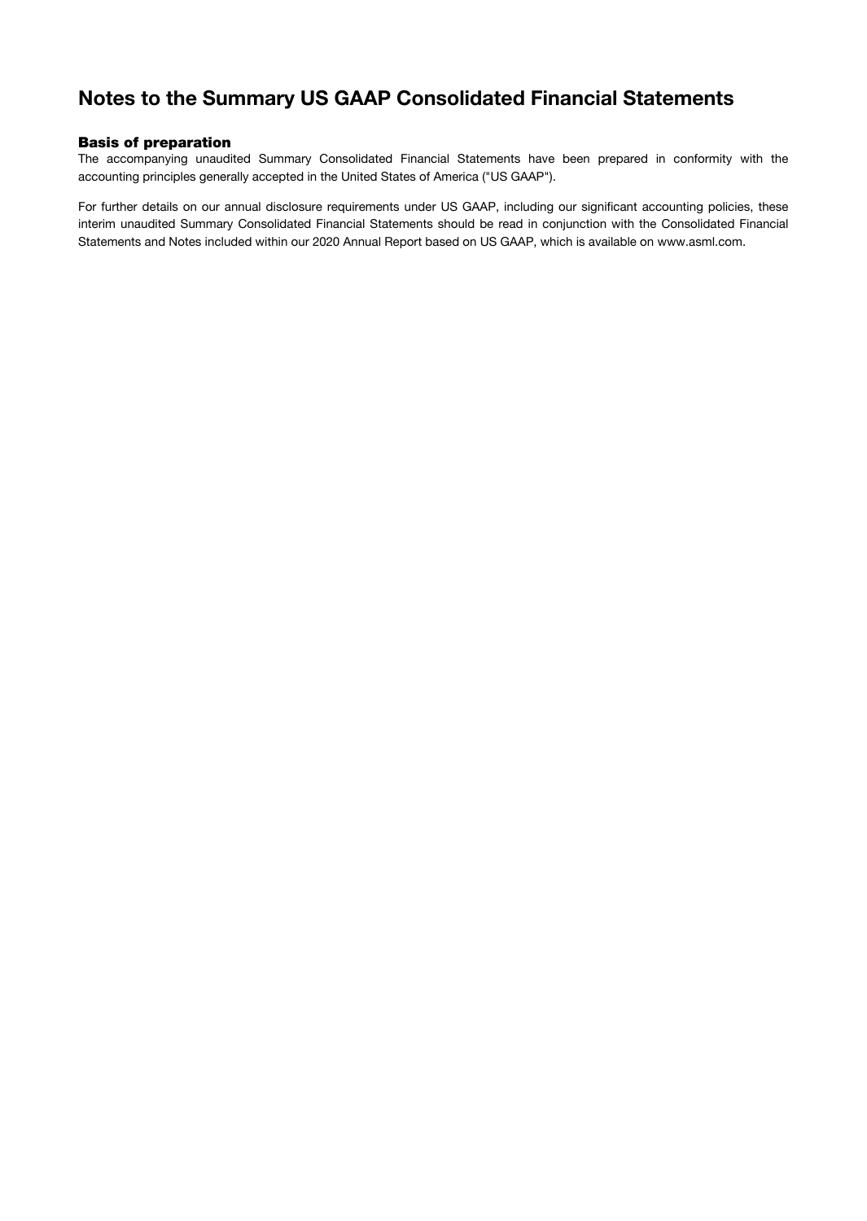# Notes to the Summary US GAAP Consolidated Financial Statements

### Basis of preparation

The accompanying unaudited Summary Consolidated Financial Statements have been prepared in conformity with the accounting principles generally accepted in the United States of America ("US GAAP").

For further details on our annual disclosure requirements under US GAAP, including our significant accounting policies, these interim unaudited Summary Consolidated Financial Statements should be read in conjunction with the Consolidated Financial Statements and Notes included within our 2020 Annual Report based on US GAAP, which is available on www.asml.com.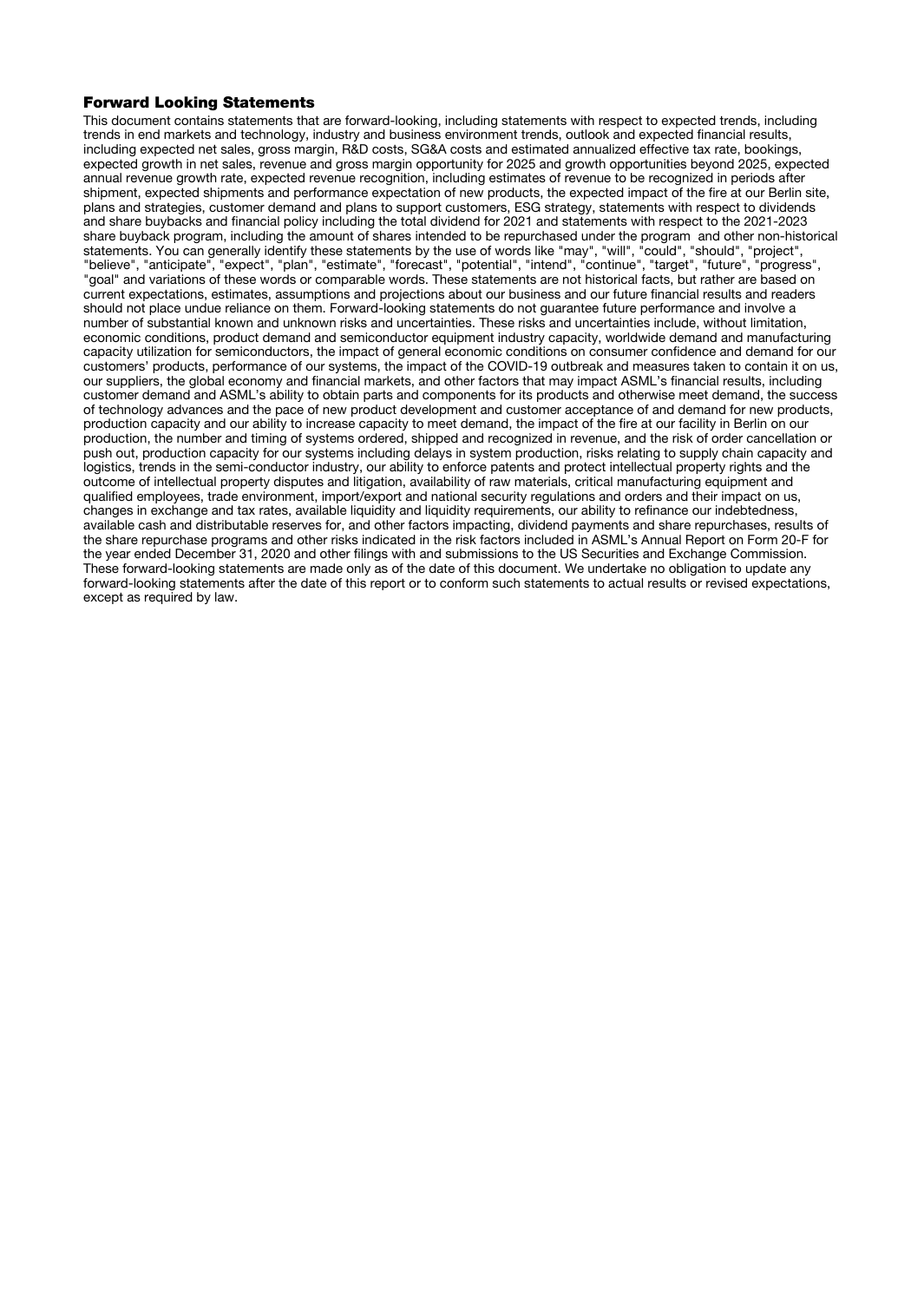## Forward Looking Statements

This document contains statements that are forward-looking, including statements with respect to expected trends, including trends in end markets and technology, industry and business environment trends, outlook and expected financial results, including expected net sales, gross margin, R&D costs, SG&A costs and estimated annualized effective tax rate, bookings, expected growth in net sales, revenue and gross margin opportunity for 2025 and growth opportunities beyond 2025, expected annual revenue growth rate, expected revenue recognition, including estimates of revenue to be recognized in periods after shipment, expected shipments and performance expectation of new products, the expected impact of the fire at our Berlin site, plans and strategies, customer demand and plans to support customers, ESG strategy, statements with respect to dividends and share buybacks and financial policy including the total dividend for 2021 and statements with respect to the 2021-2023 share buyback program, including the amount of shares intended to be repurchased under the program and other non-historical statements. You can generally identify these statements by the use of words like "may", "will", "could", "should", "project", "believe", "anticipate", "expect", "plan", "estimate", "forecast", "potential", "intend", "continue", "target", "future", "progress", "goal" and variations of these words or comparable words. These statements are not historical facts, but rather are based on current expectations, estimates, assumptions and projections about our business and our future financial results and readers should not place undue reliance on them. Forward-looking statements do not guarantee future performance and involve a number of substantial known and unknown risks and uncertainties. These risks and uncertainties include, without limitation, economic conditions, product demand and semiconductor equipment industry capacity, worldwide demand and manufacturing capacity utilization for semiconductors, the impact of general economic conditions on consumer confidence and demand for our customers' products, performance of our systems, the impact of the COVID-19 outbreak and measures taken to contain it on us, our suppliers, the global economy and financial markets, and other factors that may impact ASML's financial results, including customer demand and ASML's ability to obtain parts and components for its products and otherwise meet demand, the success of technology advances and the pace of new product development and customer acceptance of and demand for new products, production capacity and our ability to increase capacity to meet demand, the impact of the fire at our facility in Berlin on our production, the number and timing of systems ordered, shipped and recognized in revenue, and the risk of order cancellation or push out, production capacity for our systems including delays in system production, risks relating to supply chain capacity and logistics, trends in the semi-conductor industry, our ability to enforce patents and protect intellectual property rights and the outcome of intellectual property disputes and litigation, availability of raw materials, critical manufacturing equipment and qualified employees, trade environment, import/export and national security regulations and orders and their impact on us, changes in exchange and tax rates, available liquidity and liquidity requirements, our ability to refinance our indebtedness, available cash and distributable reserves for, and other factors impacting, dividend payments and share repurchases, results of the share repurchase programs and other risks indicated in the risk factors included in ASML's Annual Report on Form 20-F for the year ended December 31, 2020 and other filings with and submissions to the US Securities and Exchange Commission. These forward-looking statements are made only as of the date of this document. We undertake no obligation to update any forward-looking statements after the date of this report or to conform such statements to actual results or revised expectations, except as required by law.